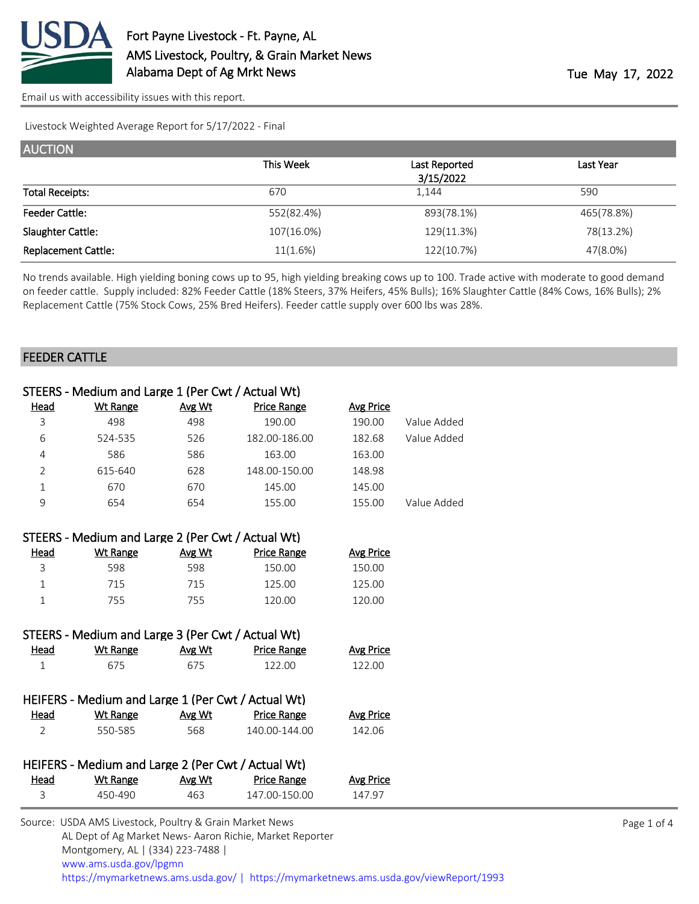# Fort Payne Livestock - Ft. Payne, AL
## AMS Livestock, Poultry, & Grain Market News
## Alabama Dept of Ag Mrkt News

Tue May 17, 2022

Email us with accessibility issues with this report.

Livestock Weighted Average Report for 5/17/2022 - Final

## AUCTION

| | This Week | Last Reported 3/15/2022 | Last Year |
|---|---|---|---|
| Total Receipts: | 670 | 1,144 | 590 |
| Feeder Cattle: | 552(82.4%) | 893(78.1%) | 465(78.8%) |
| Slaughter Cattle: | 107(16.0%) | 129(11.3%) | 78(13.2%) |
| Replacement Cattle: | 11(1.6%) | 122(10.7%) | 47(8.0%) |

No trends available. High yielding boning cows up to 95, high yielding breaking cows up to 100. Trade active with moderate to good demand on feeder cattle. Supply included: 82% Feeder Cattle (18% Steers, 37% Heifers, 45% Bulls); 16% Slaughter Cattle (84% Cows, 16% Bulls); 2% Replacement Cattle (75% Stock Cows, 25% Bred Heifers). Feeder cattle supply over 600 lbs was 28%.

## FEEDER CATTLE

### STEERS - Medium and Large 1 (Per Cwt / Actual Wt)

| Head | Wt Range | Avg Wt | Price Range | Avg Price | |
|---|---|---|---|---|---|
| 3 | 498 | 498 | 190.00 | 190.00 | Value Added |
| 6 | 524-535 | 526 | 182.00-186.00 | 182.68 | Value Added |
| 4 | 586 | 586 | 163.00 | 163.00 | |
| 2 | 615-640 | 628 | 148.00-150.00 | 148.98 | |
| 1 | 670 | 670 | 145.00 | 145.00 | |
| 9 | 654 | 654 | 155.00 | 155.00 | Value Added |

### STEERS - Medium and Large 2 (Per Cwt / Actual Wt)

| Head | Wt Range | Avg Wt | Price Range | Avg Price |
|---|---|---|---|---|
| 3 | 598 | 598 | 150.00 | 150.00 |
| 1 | 715 | 715 | 125.00 | 125.00 |
| 1 | 755 | 755 | 120.00 | 120.00 |

### STEERS - Medium and Large 3 (Per Cwt / Actual Wt)

| Head | Wt Range | Avg Wt | Price Range | Avg Price |
|---|---|---|---|---|
| 1 | 675 | 675 | 122.00 | 122.00 |

### HEIFERS - Medium and Large 1 (Per Cwt / Actual Wt)

| Head | Wt Range | Avg Wt | Price Range | Avg Price |
|---|---|---|---|---|
| 2 | 550-585 | 568 | 140.00-144.00 | 142.06 |

### HEIFERS - Medium and Large 2 (Per Cwt / Actual Wt)

| Head | Wt Range | Avg Wt | Price Range | Avg Price |
|---|---|---|---|---|
| 3 | 450-490 | 463 | 147.00-150.00 | 147.97 |

Source: USDA AMS Livestock, Poultry & Grain Market News
AL Dept of Ag Market News- Aaron Richie, Market Reporter
Montgomery, AL | (334) 223-7488 |
www.ams.usda.gov/lpgmn
https://mymarketnews.ams.usda.gov/ | https://mymarketnews.ams.usda.gov/viewReport/1993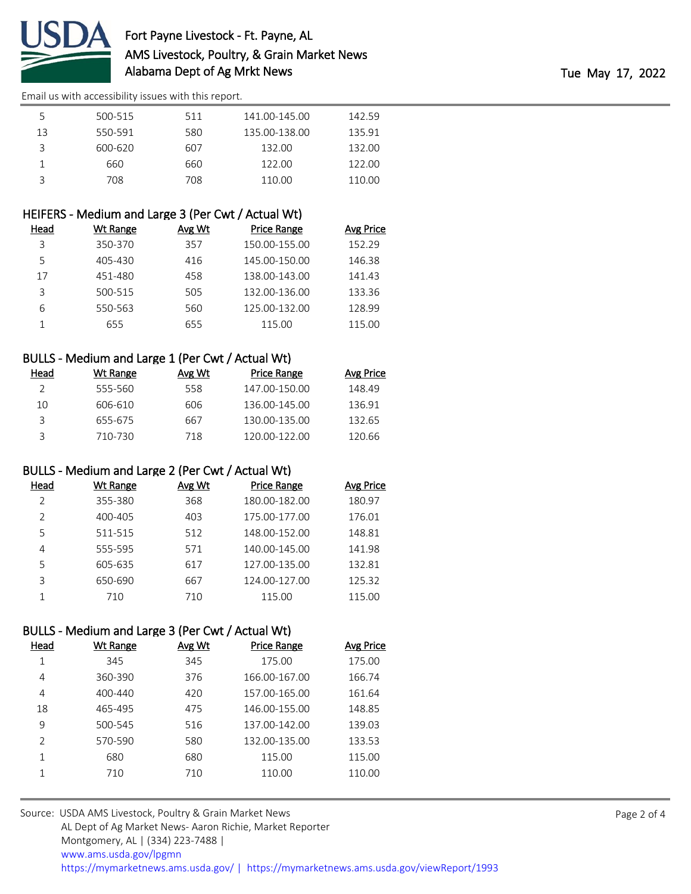| Head | Wt Range | Avg Wt | Price Range | Avg Price |
|---|---|---|---|---|
| 5 | 500-515 | 511 | 141.00-145.00 | 142.59 |
| 13 | 550-591 | 580 | 135.00-138.00 | 135.91 |
| 3 | 600-620 | 607 | 132.00 | 132.00 |
| 1 | 660 | 660 | 122.00 | 122.00 |
| 3 | 708 | 708 | 110.00 | 110.00 |

## HEIFERS - Medium and Large 3 (Per Cwt / Actual Wt)

| Head | Wt Range | Avg Wt | Price Range | Avg Price |
|---|---|---|---|---|
| 3 | 350-370 | 357 | 150.00-155.00 | 152.29 |
| 5 | 405-430 | 416 | 145.00-150.00 | 146.38 |
| 17 | 451-480 | 458 | 138.00-143.00 | 141.43 |
| 3 | 500-515 | 505 | 132.00-136.00 | 133.36 |
| 6 | 550-563 | 560 | 125.00-132.00 | 128.99 |
| 1 | 655 | 655 | 115.00 | 115.00 |

## BULLS - Medium and Large 1 (Per Cwt / Actual Wt)

| Head | Wt Range | Avg Wt | Price Range | Avg Price |
|---|---|---|---|---|
| 2 | 555-560 | 558 | 147.00-150.00 | 148.49 |
| 10 | 606-610 | 606 | 136.00-145.00 | 136.91 |
| 3 | 655-675 | 667 | 130.00-135.00 | 132.65 |
| 3 | 710-730 | 718 | 120.00-122.00 | 120.66 |

## BULLS - Medium and Large 2 (Per Cwt / Actual Wt)

| Head | Wt Range | Avg Wt | Price Range | Avg Price |
|---|---|---|---|---|
| 2 | 355-380 | 368 | 180.00-182.00 | 180.97 |
| 2 | 400-405 | 403 | 175.00-177.00 | 176.01 |
| 5 | 511-515 | 512 | 148.00-152.00 | 148.81 |
| 4 | 555-595 | 571 | 140.00-145.00 | 141.98 |
| 5 | 605-635 | 617 | 127.00-135.00 | 132.81 |
| 3 | 650-690 | 667 | 124.00-127.00 | 125.32 |
| 1 | 710 | 710 | 115.00 | 115.00 |

## BULLS - Medium and Large 3 (Per Cwt / Actual Wt)

| Head | Wt Range | Avg Wt | Price Range | Avg Price |
|---|---|---|---|---|
| 1 | 345 | 345 | 175.00 | 175.00 |
| 4 | 360-390 | 376 | 166.00-167.00 | 166.74 |
| 4 | 400-440 | 420 | 157.00-165.00 | 161.64 |
| 18 | 465-495 | 475 | 146.00-155.00 | 148.85 |
| 9 | 500-545 | 516 | 137.00-142.00 | 139.03 |
| 2 | 570-590 | 580 | 132.00-135.00 | 133.53 |
| 1 | 680 | 680 | 115.00 | 115.00 |
| 1 | 710 | 710 | 110.00 | 110.00 |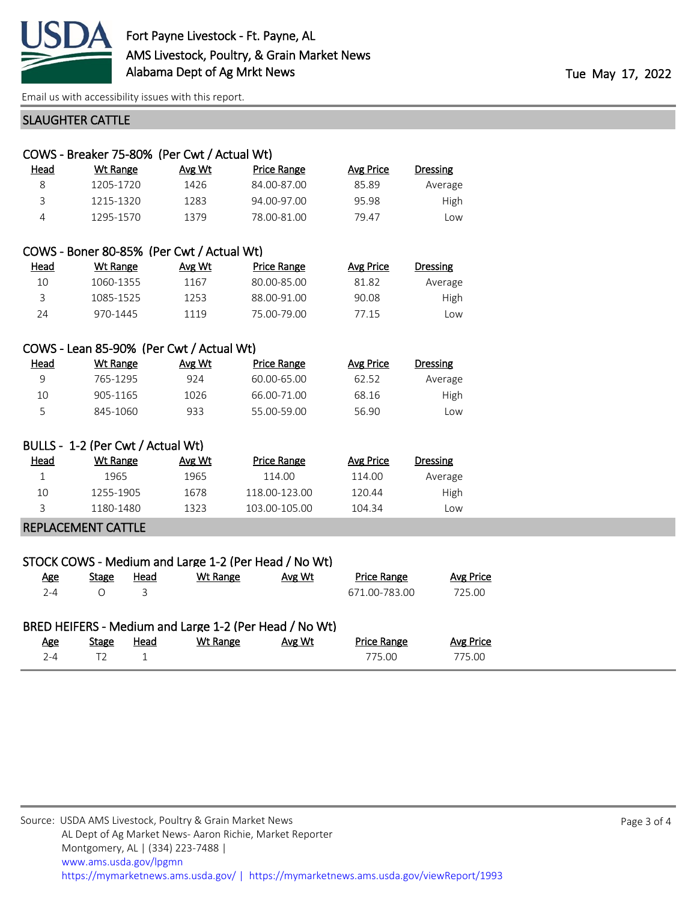Fort Payne Livestock - Ft. Payne, AL
AMS Livestock, Poultry, & Grain Market News
Alabama Dept of Ag Mrkt News

Tue May 17, 2022

Email us with accessibility issues with this report.

## SLAUGHTER CATTLE

### COWS - Breaker 75-80% (Per Cwt / Actual Wt)

| Head | Wt Range | Avg Wt | Price Range | Avg Price | Dressing |
|---|---|---|---|---|---|
| 8 | 1205-1720 | 1426 | 84.00-87.00 | 85.89 | Average |
| 3 | 1215-1320 | 1283 | 94.00-97.00 | 95.98 | High |
| 4 | 1295-1570 | 1379 | 78.00-81.00 | 79.47 | Low |

### COWS - Boner 80-85% (Per Cwt / Actual Wt)

| Head | Wt Range | Avg Wt | Price Range | Avg Price | Dressing |
|---|---|---|---|---|---|
| 10 | 1060-1355 | 1167 | 80.00-85.00 | 81.82 | Average |
| 3 | 1085-1525 | 1253 | 88.00-91.00 | 90.08 | High |
| 24 | 970-1445 | 1119 | 75.00-79.00 | 77.15 | Low |

### COWS - Lean 85-90% (Per Cwt / Actual Wt)

| Head | Wt Range | Avg Wt | Price Range | Avg Price | Dressing |
|---|---|---|---|---|---|
| 9 | 765-1295 | 924 | 60.00-65.00 | 62.52 | Average |
| 10 | 905-1165 | 1026 | 66.00-71.00 | 68.16 | High |
| 5 | 845-1060 | 933 | 55.00-59.00 | 56.90 | Low |

### BULLS - 1-2 (Per Cwt / Actual Wt)

| Head | Wt Range | Avg Wt | Price Range | Avg Price | Dressing |
|---|---|---|---|---|---|
| 1 | 1965 | 1965 | 114.00 | 114.00 | Average |
| 10 | 1255-1905 | 1678 | 118.00-123.00 | 120.44 | High |
| 3 | 1180-1480 | 1323 | 103.00-105.00 | 104.34 | Low |

## REPLACEMENT CATTLE

### STOCK COWS - Medium and Large 1-2 (Per Head / No Wt)

| Age | Stage | Head | Wt Range | Avg Wt | Price Range | Avg Price |
|---|---|---|---|---|---|---|
| 2-4 | O | 3 | | | 671.00-783.00 | 725.00 |

### BRED HEIFERS - Medium and Large 1-2 (Per Head / No Wt)

| Age | Stage | Head | Wt Range | Avg Wt | Price Range | Avg Price |
|---|---|---|---|---|---|---|
| 2-4 | T2 | 1 | | | 775.00 | 775.00 |

Source: USDA AMS Livestock, Poultry & Grain Market News
AL Dept of Ag Market News- Aaron Richie, Market Reporter
Montgomery, AL | (334) 223-7488 |
www.ams.usda.gov/lpgmn
https://mymarketnews.ams.usda.gov/ | https://mymarketnews.ams.usda.gov/viewReport/1993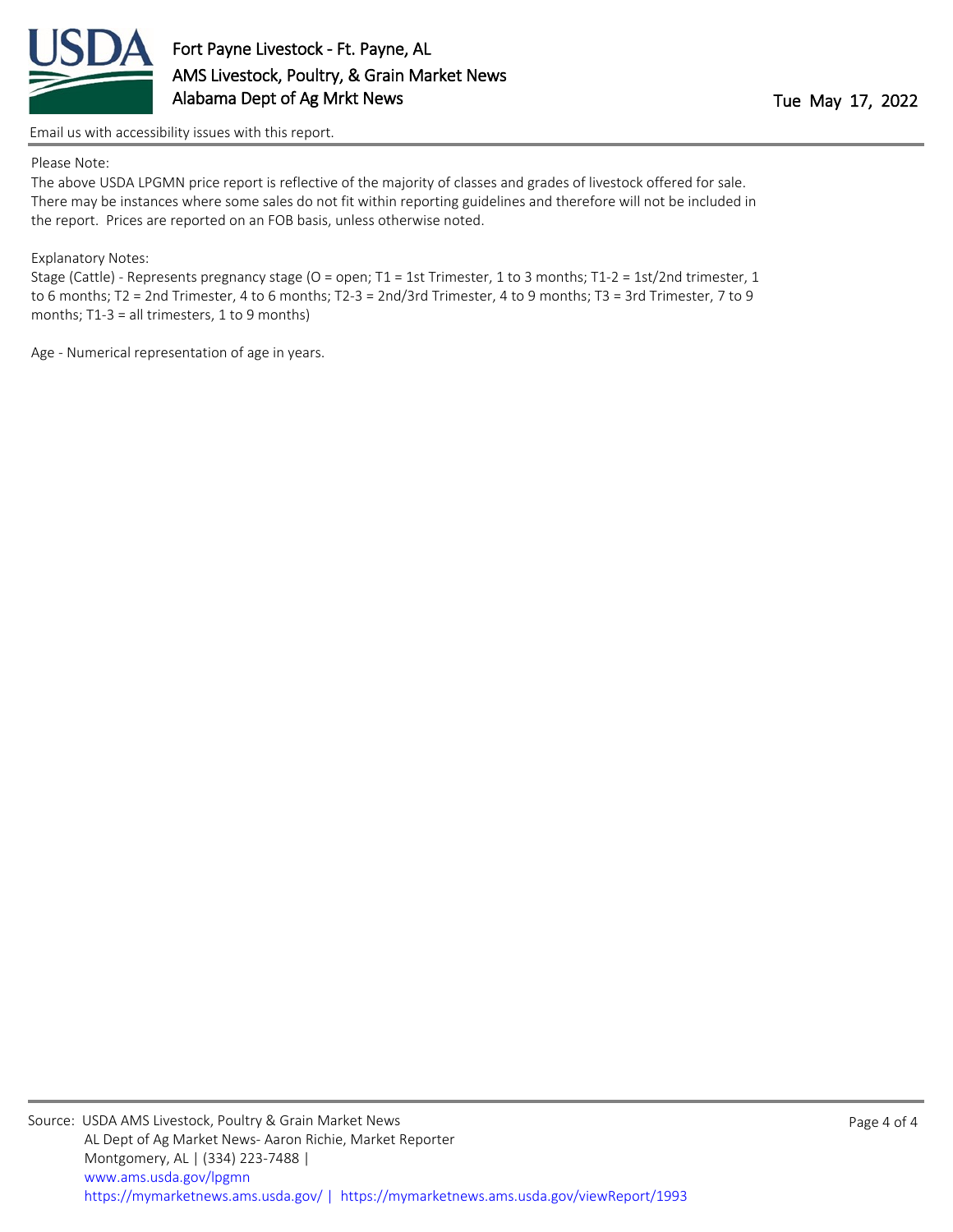Email us with accessibility issues with this report.

Please Note:

The above USDA LPGMN price report is reflective of the majority of classes and grades of livestock offered for sale. There may be instances where some sales do not fit within reporting guidelines and therefore will not be included in the report. Prices are reported on an FOB basis, unless otherwise noted.

Explanatory Notes:

Stage (Cattle) - Represents pregnancy stage (O = open; T1 = 1st Trimester, 1 to 3 months; T1-2 = 1st/2nd trimester, 1 to 6 months; T2 = 2nd Trimester, 4 to 6 months; T2-3 = 2nd/3rd Trimester, 4 to 9 months; T3 = 3rd Trimester, 7 to 9 months; T1-3 = all trimesters, 1 to 9 months)

Age - Numerical representation of age in years.

Source: USDA AMS Livestock, Poultry & Grain Market News
AL Dept of Ag Market News- Aaron Richie, Market Reporter
Montgomery, AL | (334) 223-7488 |
www.ams.usda.gov/lpgmn
https://mymarketnews.ams.usda.gov/ | https://mymarketnews.ams.usda.gov/viewReport/1993